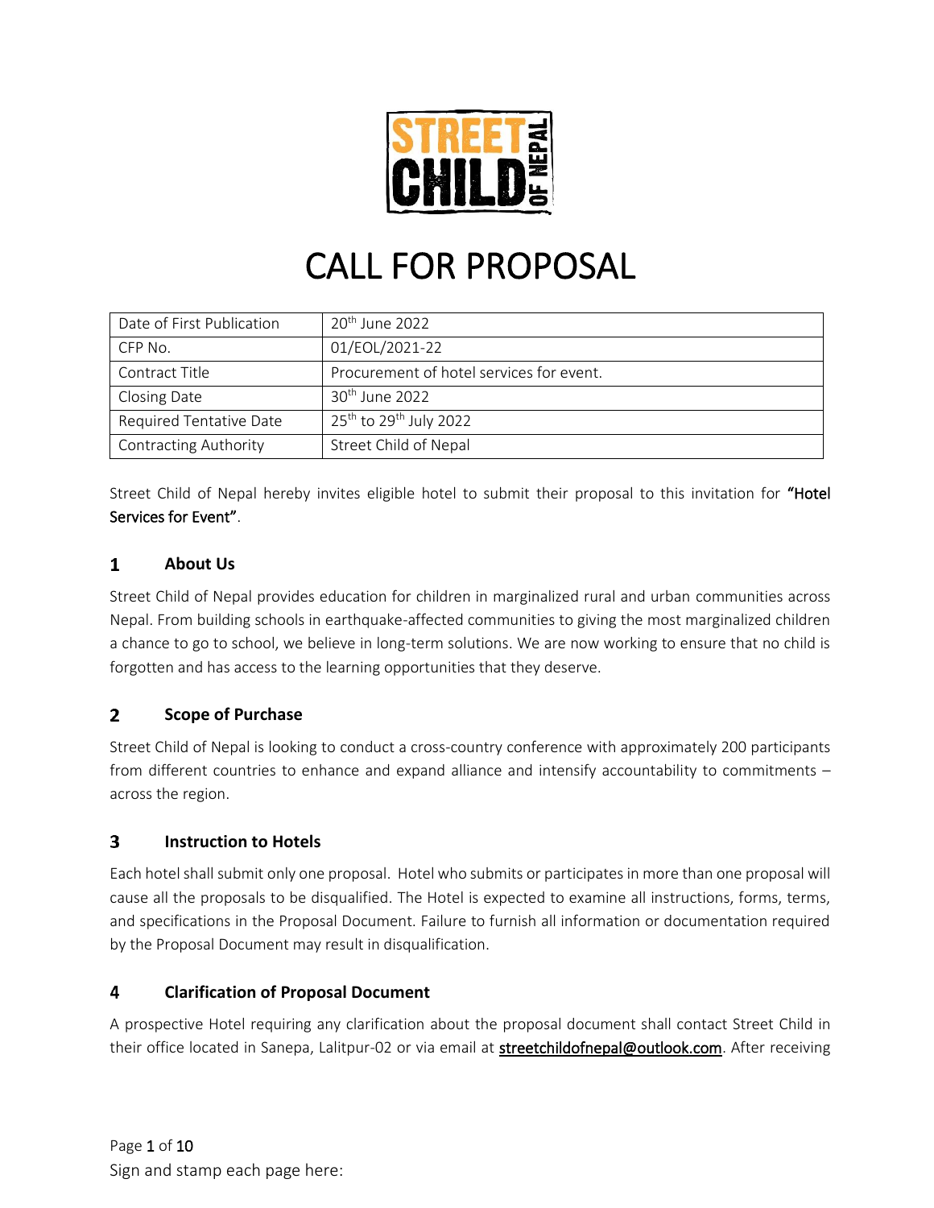# CALL FOR PROPOSAL

| Date of First Publication | 20th June 2022 |
|---|---|
| CFP No. | 01/EOL/2021-22 |
| Contract Title | Procurement of hotel services for event. |
| Closing Date | 30th June 2022 |
| Required Tentative Date | 25th to 29th July 2022 |
| Contracting Authority | Street Child of Nepal |

Street Child of Nepal hereby invites eligible hotel to submit their proposal to this invitation for **"Hotel Services for Event"**.

## 1 About Us

Street Child of Nepal provides education for children in marginalized rural and urban communities across Nepal. From building schools in earthquake-affected communities to giving the most marginalized children a chance to go to school, we believe in long-term solutions. We are now working to ensure that no child is forgotten and has access to the learning opportunities that they deserve.

## 2 Scope of Purchase

Street Child of Nepal is looking to conduct a cross-country conference with approximately 200 participants from different countries to enhance and expand alliance and intensify accountability to commitments – across the region.

## 3 Instruction to Hotels

Each hotel shall submit only one proposal. Hotel who submits or participates in more than one proposal will cause all the proposals to be disqualified. The Hotel is expected to examine all instructions, forms, terms, and specifications in the Proposal Document. Failure to furnish all information or documentation required by the Proposal Document may result in disqualification.

## 4 Clarification of Proposal Document

A prospective Hotel requiring any clarification about the proposal document shall contact Street Child in their office located in Sanepa, Lalitpur-02 or via email at streetchildofnepal@outlook.com. After receiving

Sign and stamp each page here: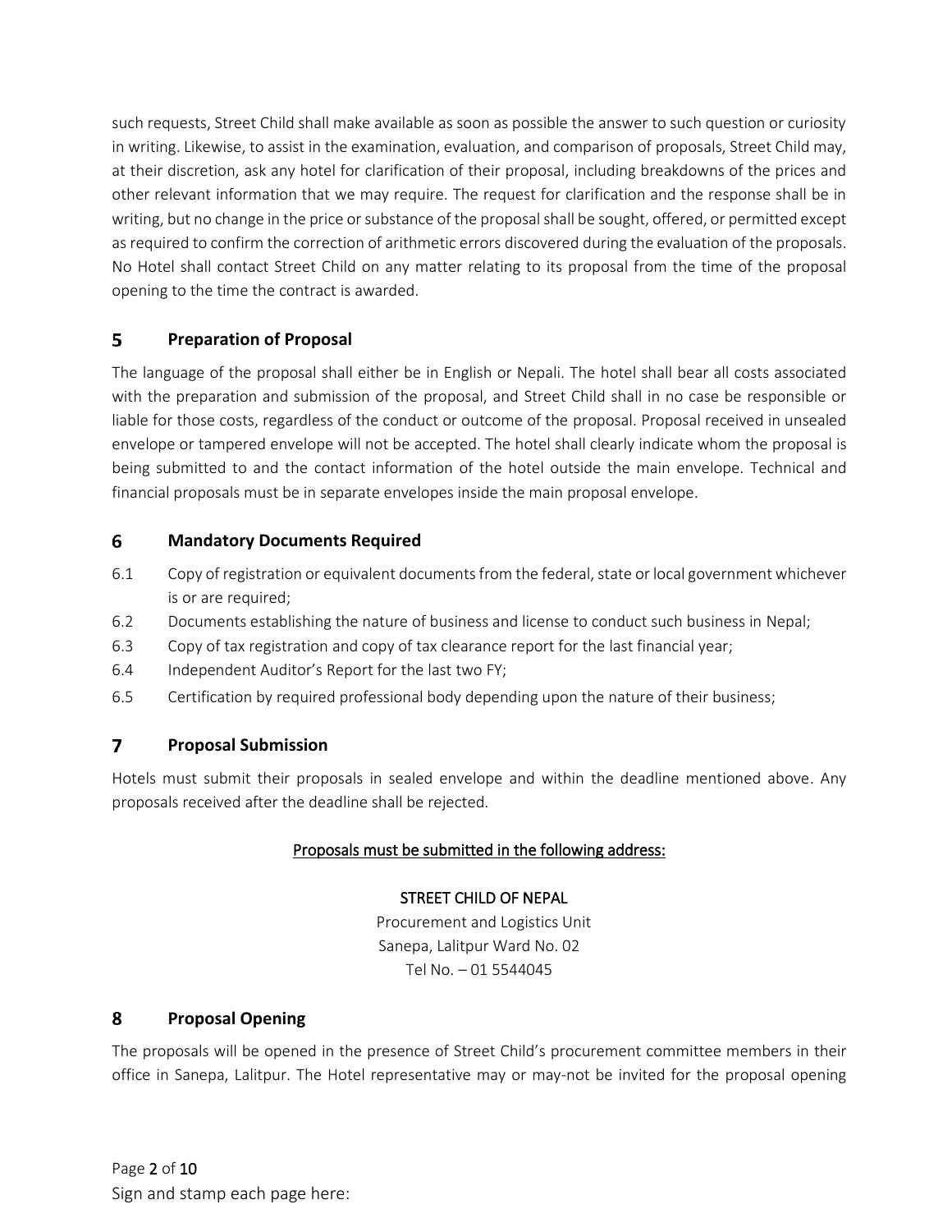such requests, Street Child shall make available as soon as possible the answer to such question or curiosity in writing. Likewise, to assist in the examination, evaluation, and comparison of proposals, Street Child may, at their discretion, ask any hotel for clarification of their proposal, including breakdowns of the prices and other relevant information that we may require. The request for clarification and the response shall be in writing, but no change in the price or substance of the proposal shall be sought, offered, or permitted except as required to confirm the correction of arithmetic errors discovered during the evaluation of the proposals. No Hotel shall contact Street Child on any matter relating to its proposal from the time of the proposal opening to the time the contract is awarded.

## 5 Preparation of Proposal

The language of the proposal shall either be in English or Nepali. The hotel shall bear all costs associated with the preparation and submission of the proposal, and Street Child shall in no case be responsible or liable for those costs, regardless of the conduct or outcome of the proposal. Proposal received in unsealed envelope or tampered envelope will not be accepted. The hotel shall clearly indicate whom the proposal is being submitted to and the contact information of the hotel outside the main envelope. Technical and financial proposals must be in separate envelopes inside the main proposal envelope.

## 6 Mandatory Documents Required

6.1 Copy of registration or equivalent documents from the federal, state or local government whichever is or are required;

6.2 Documents establishing the nature of business and license to conduct such business in Nepal;

6.3 Copy of tax registration and copy of tax clearance report for the last financial year;

6.4 Independent Auditor's Report for the last two FY;

6.5 Certification by required professional body depending upon the nature of their business;

## 7 Proposal Submission

Hotels must submit their proposals in sealed envelope and within the deadline mentioned above. Any proposals received after the deadline shall be rejected.

<u>Proposals must be submitted in the following address:</u>

STREET CHILD OF NEPAL
Procurement and Logistics Unit
Sanepa, Lalitpur Ward No. 02
Tel No. – 01 5544045

## 8 Proposal Opening

The proposals will be opened in the presence of Street Child's procurement committee members in their office in Sanepa, Lalitpur. The Hotel representative may or may-not be invited for the proposal opening

Sign and stamp each page here: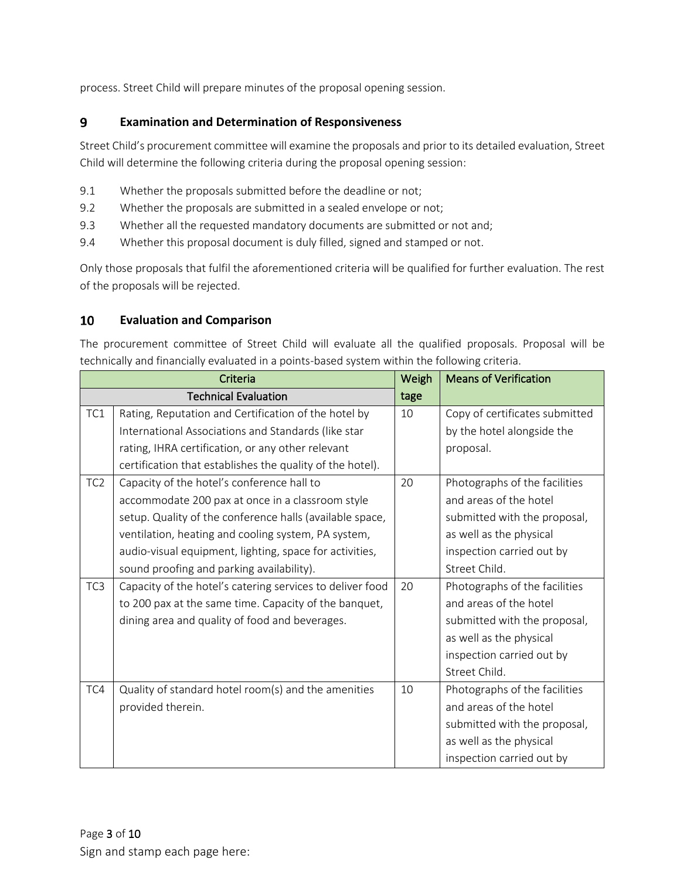process. Street Child will prepare minutes of the proposal opening session.

## 9 Examination and Determination of Responsiveness

Street Child's procurement committee will examine the proposals and prior to its detailed evaluation, Street Child will determine the following criteria during the proposal opening session:

9.1 Whether the proposals submitted before the deadline or not;

9.2 Whether the proposals are submitted in a sealed envelope or not;

9.3 Whether all the requested mandatory documents are submitted or not and;

9.4 Whether this proposal document is duly filled, signed and stamped or not.

Only those proposals that fulfil the aforementioned criteria will be qualified for further evaluation. The rest of the proposals will be rejected.

## 10 Evaluation and Comparison

The procurement committee of Street Child will evaluate all the qualified proposals. Proposal will be technically and financially evaluated in a points-based system within the following criteria.

| Criteria | | Weightage | Means of Verification |
|---|---|---|---|
| Technical Evaluation | | | |
| TC1 | Rating, Reputation and Certification of the hotel by International Associations and Standards (like star rating, IHRA certification, or any other relevant certification that establishes the quality of the hotel). | 10 | Copy of certificates submitted by the hotel alongside the proposal. |
| TC2 | Capacity of the hotel's conference hall to accommodate 200 pax at once in a classroom style setup. Quality of the conference halls (available space, ventilation, heating and cooling system, PA system, audio-visual equipment, lighting, space for activities, sound proofing and parking availability). | 20 | Photographs of the facilities and areas of the hotel submitted with the proposal, as well as the physical inspection carried out by Street Child. |
| TC3 | Capacity of the hotel's catering services to deliver food to 200 pax at the same time. Capacity of the banquet, dining area and quality of food and beverages. | 20 | Photographs of the facilities and areas of the hotel submitted with the proposal, as well as the physical inspection carried out by Street Child. |
| TC4 | Quality of standard hotel room(s) and the amenities provided therein. | 10 | Photographs of the facilities and areas of the hotel submitted with the proposal, as well as the physical inspection carried out by |

Sign and stamp each page here: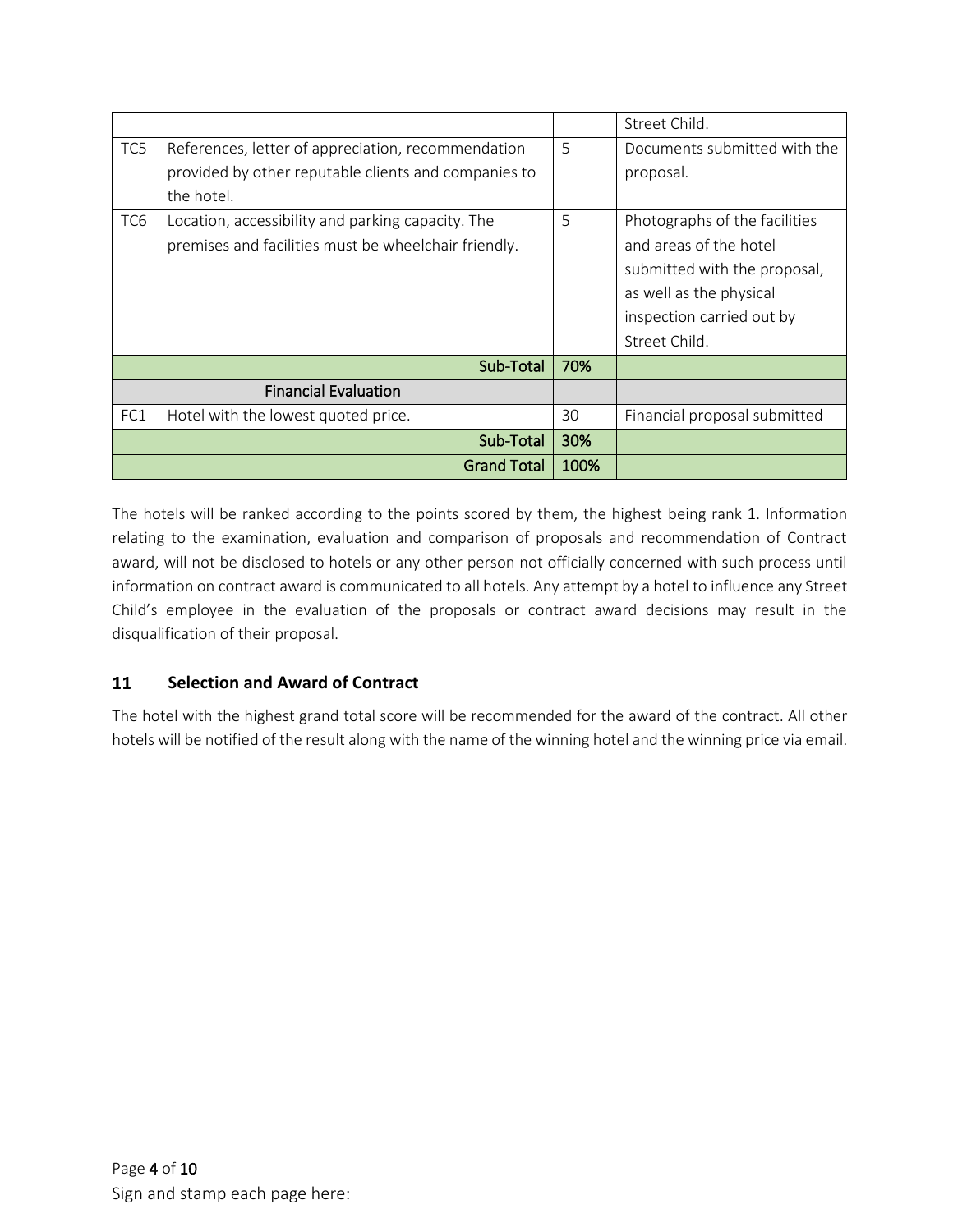| | | | |
|---|---|---|---|
| | | | Street Child. |
| TC5 | References, letter of appreciation, recommendation provided by other reputable clients and companies to the hotel. | 5 | Documents submitted with the proposal. |
| TC6 | Location, accessibility and parking capacity. The premises and facilities must be wheelchair friendly. | 5 | Photographs of the facilities and areas of the hotel submitted with the proposal, as well as the physical inspection carried out by Street Child. |
| | **Sub-Total** | **70%** | |
| | **Financial Evaluation** | | |
| FC1 | Hotel with the lowest quoted price. | 30 | Financial proposal submitted |
| | **Sub-Total** | **30%** | |
| | **Grand Total** | **100%** | |

The hotels will be ranked according to the points scored by them, the highest being rank 1. Information relating to the examination, evaluation and comparison of proposals and recommendation of Contract award, will not be disclosed to hotels or any other person not officially concerned with such process until information on contract award is communicated to all hotels. Any attempt by a hotel to influence any Street Child's employee in the evaluation of the proposals or contract award decisions may result in the disqualification of their proposal.

## 11 Selection and Award of Contract

The hotel with the highest grand total score will be recommended for the award of the contract. All other hotels will be notified of the result along with the name of the winning hotel and the winning price via email.

Sign and stamp each page here: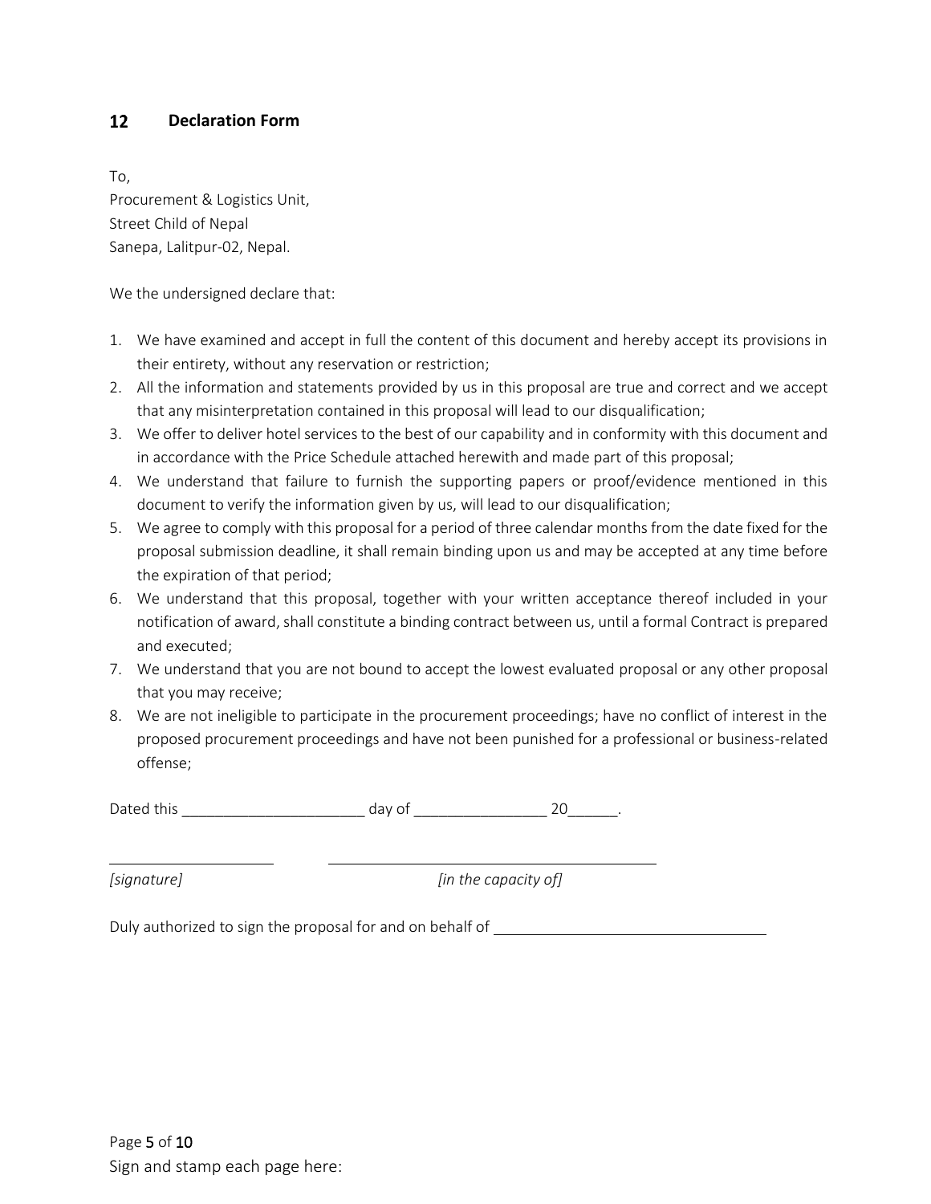## 12 Declaration Form

To,
Procurement & Logistics Unit,
Street Child of Nepal
Sanepa, Lalitpur-02, Nepal.

We the undersigned declare that:

1. We have examined and accept in full the content of this document and hereby accept its provisions in their entirety, without any reservation or restriction;
2. All the information and statements provided by us in this proposal are true and correct and we accept that any misinterpretation contained in this proposal will lead to our disqualification;
3. We offer to deliver hotel services to the best of our capability and in conformity with this document and in accordance with the Price Schedule attached herewith and made part of this proposal;
4. We understand that failure to furnish the supporting papers or proof/evidence mentioned in this document to verify the information given by us, will lead to our disqualification;
5. We agree to comply with this proposal for a period of three calendar months from the date fixed for the proposal submission deadline, it shall remain binding upon us and may be accepted at any time before the expiration of that period;
6. We understand that this proposal, together with your written acceptance thereof included in your notification of award, shall constitute a binding contract between us, until a formal Contract is prepared and executed;
7. We understand that you are not bound to accept the lowest evaluated proposal or any other proposal that you may receive;
8. We are not ineligible to participate in the procurement proceedings; have no conflict of interest in the proposed procurement proceedings and have not been punished for a professional or business-related offense;

Dated this ______________________ day of ________________ 20______.

____________________ ________________________________________

*[signature]* *[in the capacity of]*

Duly authorized to sign the proposal for and on behalf of ________________________________

Sign and stamp each page here: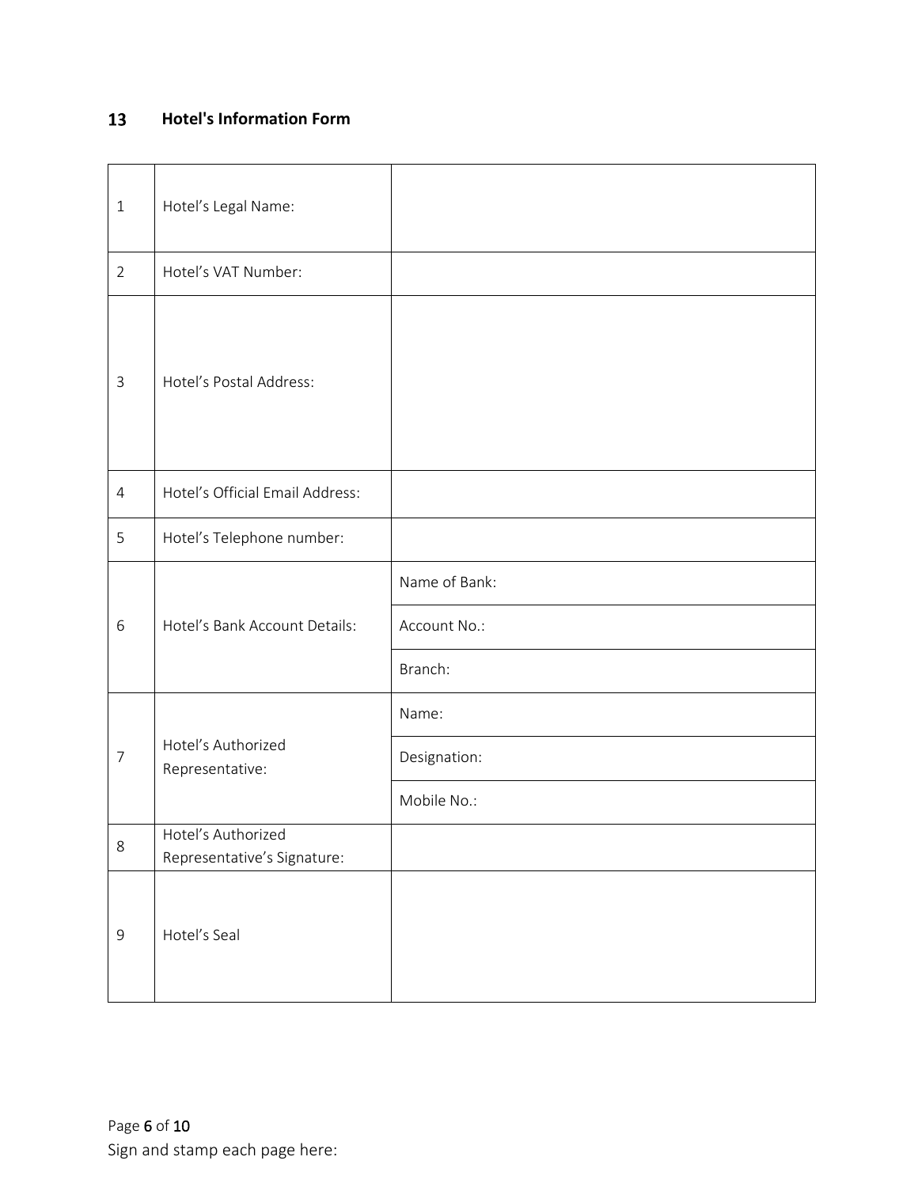## 13 Hotel's Information Form

| | | |
|---|---|---|
| 1 | Hotel's Legal Name: | |
| 2 | Hotel's VAT Number: | |
| 3 | Hotel's Postal Address: | |
| 4 | Hotel's Official Email Address: | |
| 5 | Hotel's Telephone number: | |
| 6 | Hotel's Bank Account Details: | Name of Bank: |
| | | Account No.: |
| | | Branch: |
| 7 | Hotel's Authorized Representative: | Name: |
| | | Designation: |
| | | Mobile No.: |
| 8 | Hotel's Authorized Representative's Signature: | |
| 9 | Hotel's Seal | |

Sign and stamp each page here: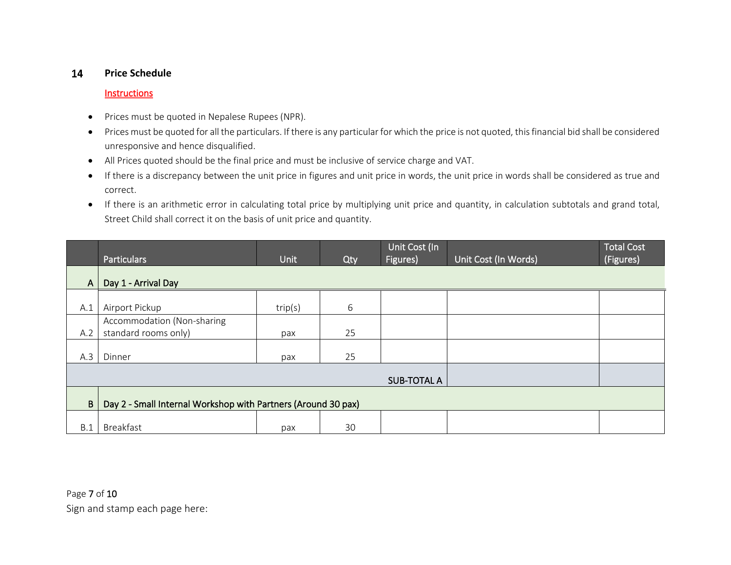## 14 Price Schedule

Instructions

- Prices must be quoted in Nepalese Rupees (NPR).
- Prices must be quoted for all the particulars. If there is any particular for which the price is not quoted, this financial bid shall be considered unresponsive and hence disqualified.
- All Prices quoted should be the final price and must be inclusive of service charge and VAT.
- If there is a discrepancy between the unit price in figures and unit price in words, the unit price in words shall be considered as true and correct.
- If there is an arithmetic error in calculating total price by multiplying unit price and quantity, in calculation subtotals and grand total, Street Child shall correct it on the basis of unit price and quantity.

| | Particulars | Unit | Qty | Unit Cost (In Figures) | Unit Cost (In Words) | Total Cost (Figures) |
|---|---|---|---|---|---|---|
| A | Day 1 - Arrival Day | | | | | |
| A.1 | Airport Pickup | trip(s) | 6 | | | |
| A.2 | Accommodation (Non-sharing standard rooms only) | pax | 25 | | | |
| A.3 | Dinner | pax | 25 | | | |
| | | | | SUB-TOTAL A | | |
| B | Day 2 - Small Internal Workshop with Partners (Around 30 pax) | | | | | |
| B.1 | Breakfast | pax | 30 | | | |

Sign and stamp each page here: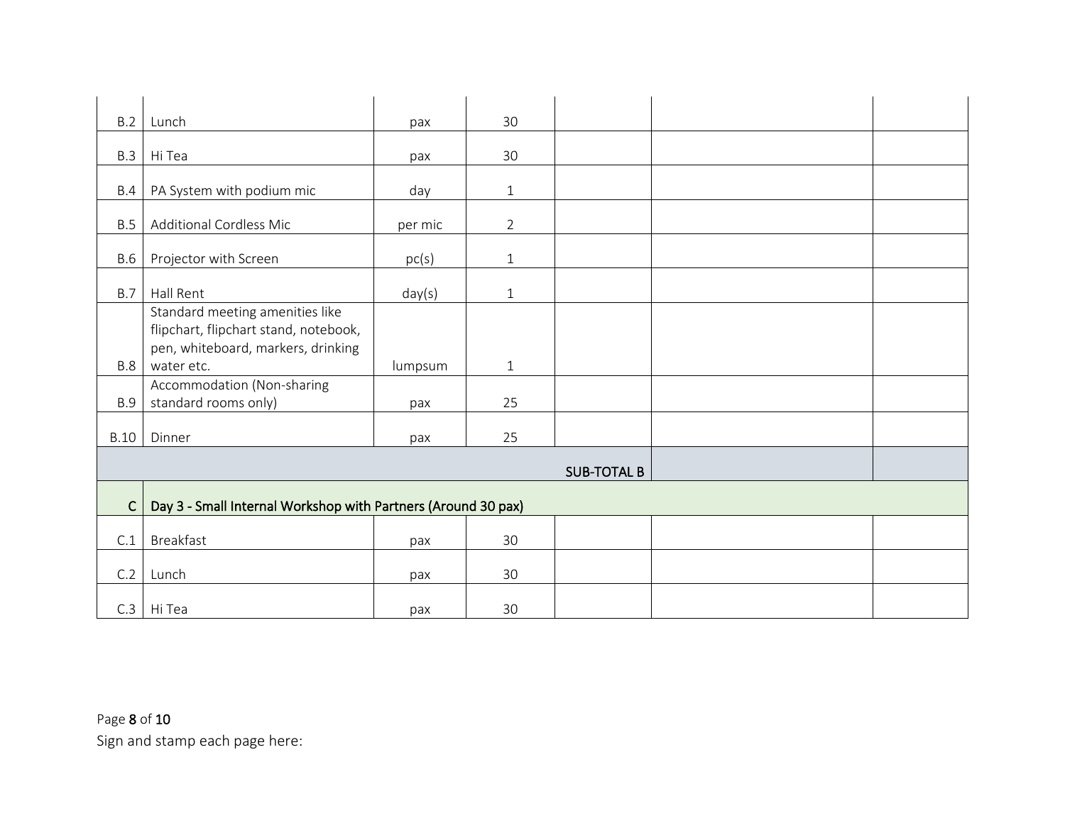| | | | | | | |
|---|---|---|---|---|---|---|
| B.2 | Lunch | pax | 30 | | | |
| B.3 | Hi Tea | pax | 30 | | | |
| B.4 | PA System with podium mic | day | 1 | | | |
| B.5 | Additional Cordless Mic | per mic | 2 | | | |
| B.6 | Projector with Screen | pc(s) | 1 | | | |
| B.7 | Hall Rent | day(s) | 1 | | | |
| B.8 | Standard meeting amenities like flipchart, flipchart stand, notebook, pen, whiteboard, markers, drinking water etc. | lumpsum | 1 | | | |
| B.9 | Accommodation (Non-sharing standard rooms only) | pax | 25 | | | |
| B.10 | Dinner | pax | 25 | | | |
| | | | | SUB-TOTAL B | | |
| C | Day 3 - Small Internal Workshop with Partners (Around 30 pax) | | | | | |
| C.1 | Breakfast | pax | 30 | | | |
| C.2 | Lunch | pax | 30 | | | |
| C.3 | Hi Tea | pax | 30 | | | |

Sign and stamp each page here: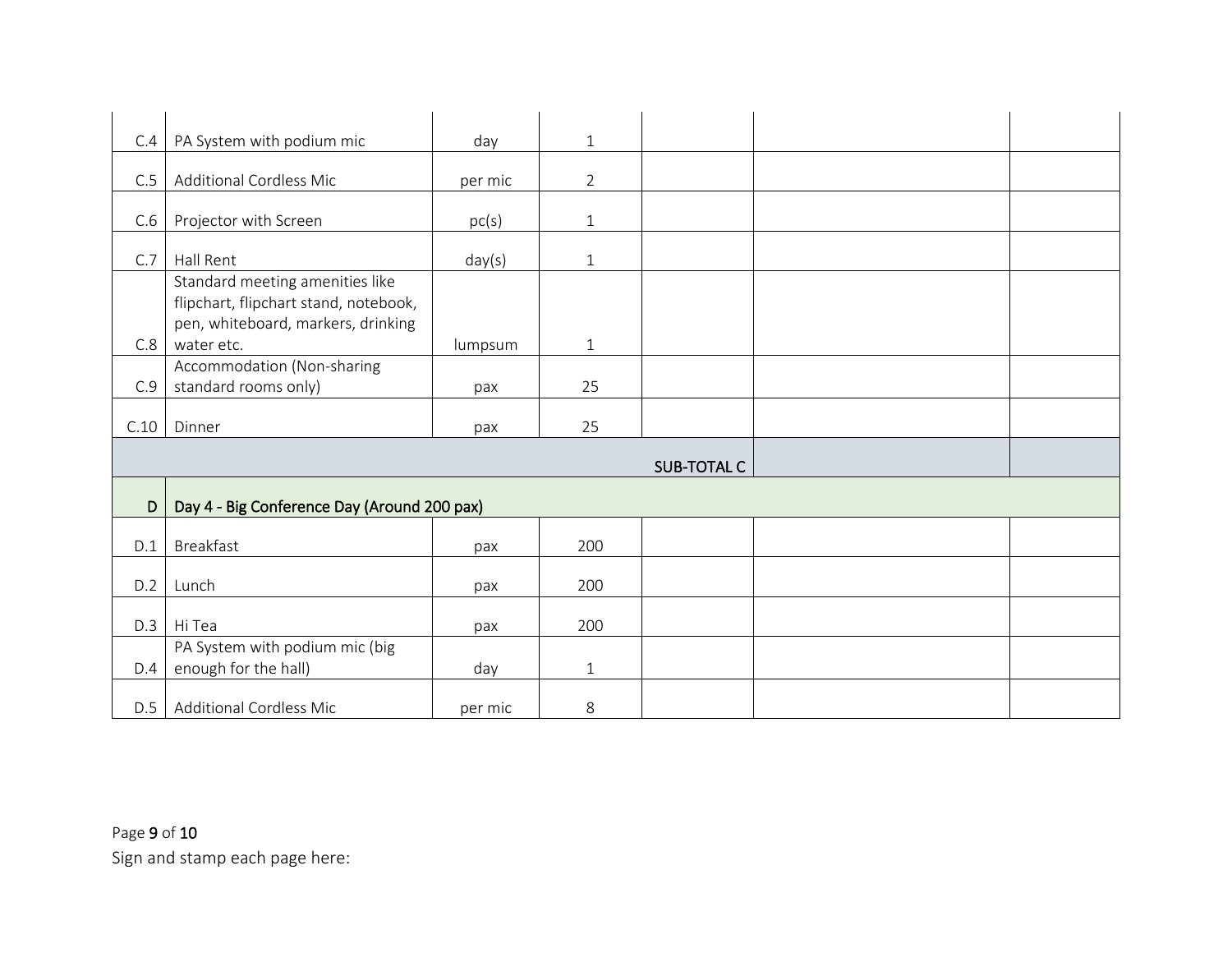| | | | | | | |
|---|---|---|---|---|---|---|
| C.4 | PA System with podium mic | day | 1 | | | |
| C.5 | Additional Cordless Mic | per mic | 2 | | | |
| C.6 | Projector with Screen | pc(s) | 1 | | | |
| C.7 | Hall Rent | day(s) | 1 | | | |
| C.8 | Standard meeting amenities like flipchart, flipchart stand, notebook, pen, whiteboard, markers, drinking water etc. | lumpsum | 1 | | | |
| C.9 | Accommodation (Non-sharing standard rooms only) | pax | 25 | | | |
| C.10 | Dinner | pax | 25 | | | |
| | | | | SUB-TOTAL C | | |
| D | Day 4 - Big Conference Day (Around 200 pax) | | | | | |
| D.1 | Breakfast | pax | 200 | | | |
| D.2 | Lunch | pax | 200 | | | |
| D.3 | Hi Tea | pax | 200 | | | |
| D.4 | PA System with podium mic (big enough for the hall) | day | 1 | | | |
| D.5 | Additional Cordless Mic | per mic | 8 | | | |

Sign and stamp each page here: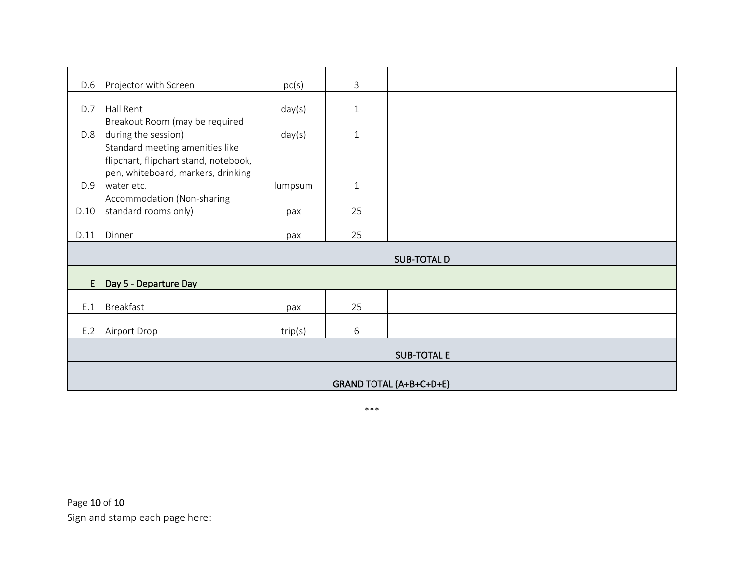| | | | | | | |
|---|---|---|---|---|---|---|
| D.6 | Projector with Screen | pc(s) | 3 | | | |
| D.7 | Hall Rent | day(s) | 1 | | | |
| D.8 | Breakout Room (may be required during the session) | day(s) | 1 | | | |
| D.9 | Standard meeting amenities like flipchart, flipchart stand, notebook, pen, whiteboard, markers, drinking water etc. | lumpsum | 1 | | | |
| D.10 | Accommodation (Non-sharing standard rooms only) | pax | 25 | | | |
| D.11 | Dinner | pax | 25 | | | |
| | | | | **SUB-TOTAL D** | | |
| **E** | **Day 5 - Departure Day** | | | | | |
| E.1 | Breakfast | pax | 25 | | | |
| E.2 | Airport Drop | trip(s) | 6 | | | |
| | | | | **SUB-TOTAL E** | | |
| | | | | **GRAND TOTAL (A+B+C+D+E)** | | |

***

Sign and stamp each page here: